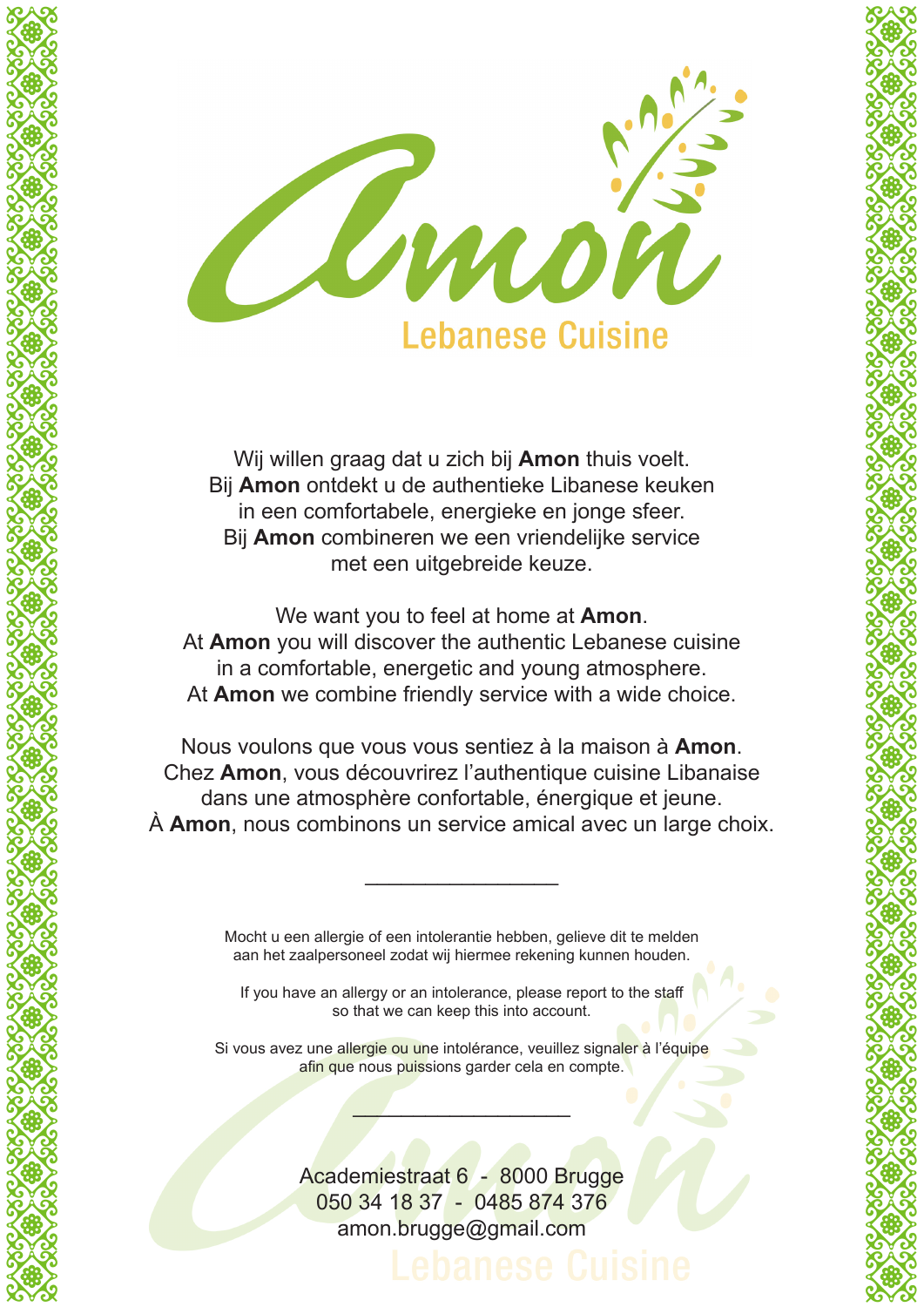# Amon

## Lebanese Cuisine

Wij willen graag dat u zich bij **Amon** thuis voelt.
Bij **Amon** ontdekt u de authentieke Libanese keuken
in een comfortabele, energieke en jonge sfeer.
Bij **Amon** combineren we een vriendelijke service
met een uitgebreide keuze.

We want you to feel at home at **Amon**.
At **Amon** you will discover the authentic Lebanese cuisine
in a comfortable, energetic and young atmosphere.
At **Amon** we combine friendly service with a wide choice.

Nous voulons que vous vous sentiez à la maison à **Amon**.
Chez **Amon**, vous découvrirez l'authentique cuisine Libanaise
dans une atmosphère confortable, énergique et jeune.
À **Amon**, nous combinons un service amical avec un large choix.

---

Mocht u een allergie of een intolerantie hebben, gelieve dit te melden
aan het zaalpersoneel zodat wij hiermee rekening kunnen houden.

If you have an allergy or an intolerance, please report to the staff
so that we can keep this into account.

Si vous avez une allergie ou une intolérance, veuillez signaler à l'équipe
afin que nous puissions garder cela en compte.

---

Academiestraat 6 - 8000 Brugge
050 34 18 37 - 0485 874 376
amon.brugge@gmail.com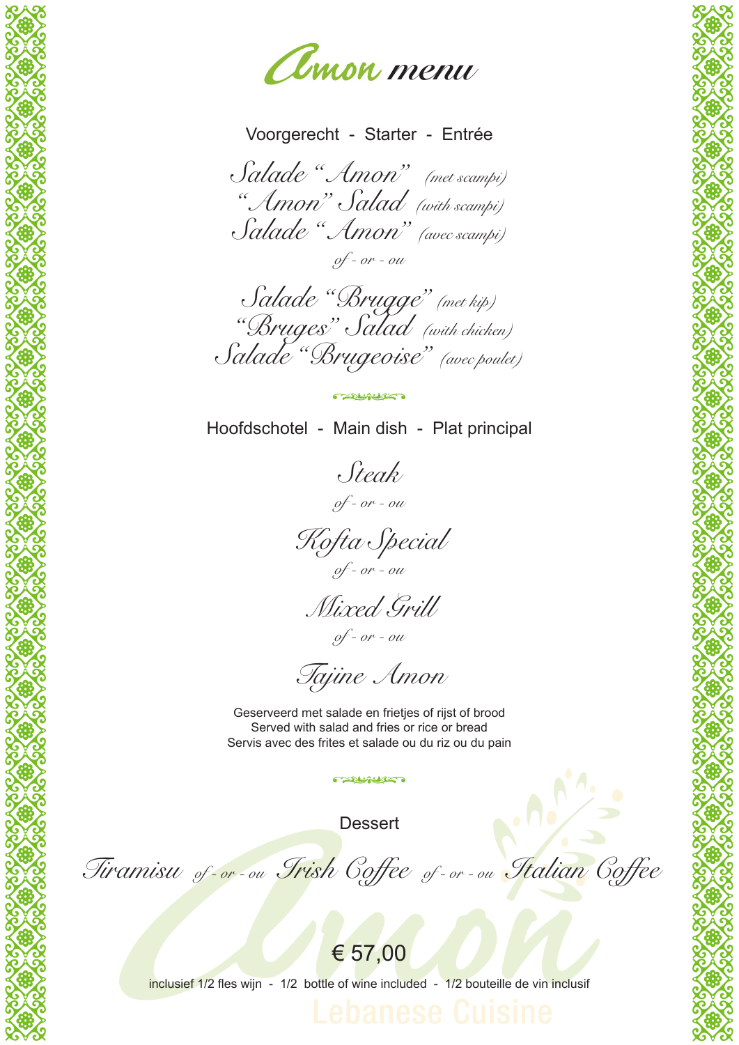# Amon menu

## Voorgerecht - Starter - Entrée

*Salade "Amon"* *(met scampi)*
*"Amon" Salad* *(with scampi)*
*Salade "Amon"* *(avec scampi)*

*of - or - ou*

*Salade "Brugge"* *(met kip)*
*"Bruges" Salad* *(with chicken)*
*Salade "Brugeoise"* *(avec poulet)*

## Hoofdschotel - Main dish - Plat principal

*Steak*

*of - or - ou*

*Kofta Special*

*of - or - ou*

*Mixed Grill*

*of - or - ou*

*Tajine Amon*

Geserveerd met salade en frietjes of rijst of brood
Served with salad and fries or rice or bread
Servis avec des frites et salade ou du riz ou du pain

## Dessert

*Tiramisu* *of - or - ou* *Irish Coffee* *of - or - ou* *Italian Coffee*

€ 57,00

inclusief 1/2 fles wijn - 1/2 bottle of wine included - 1/2 bouteille de vin inclusif

Amon
Lebanese Cuisine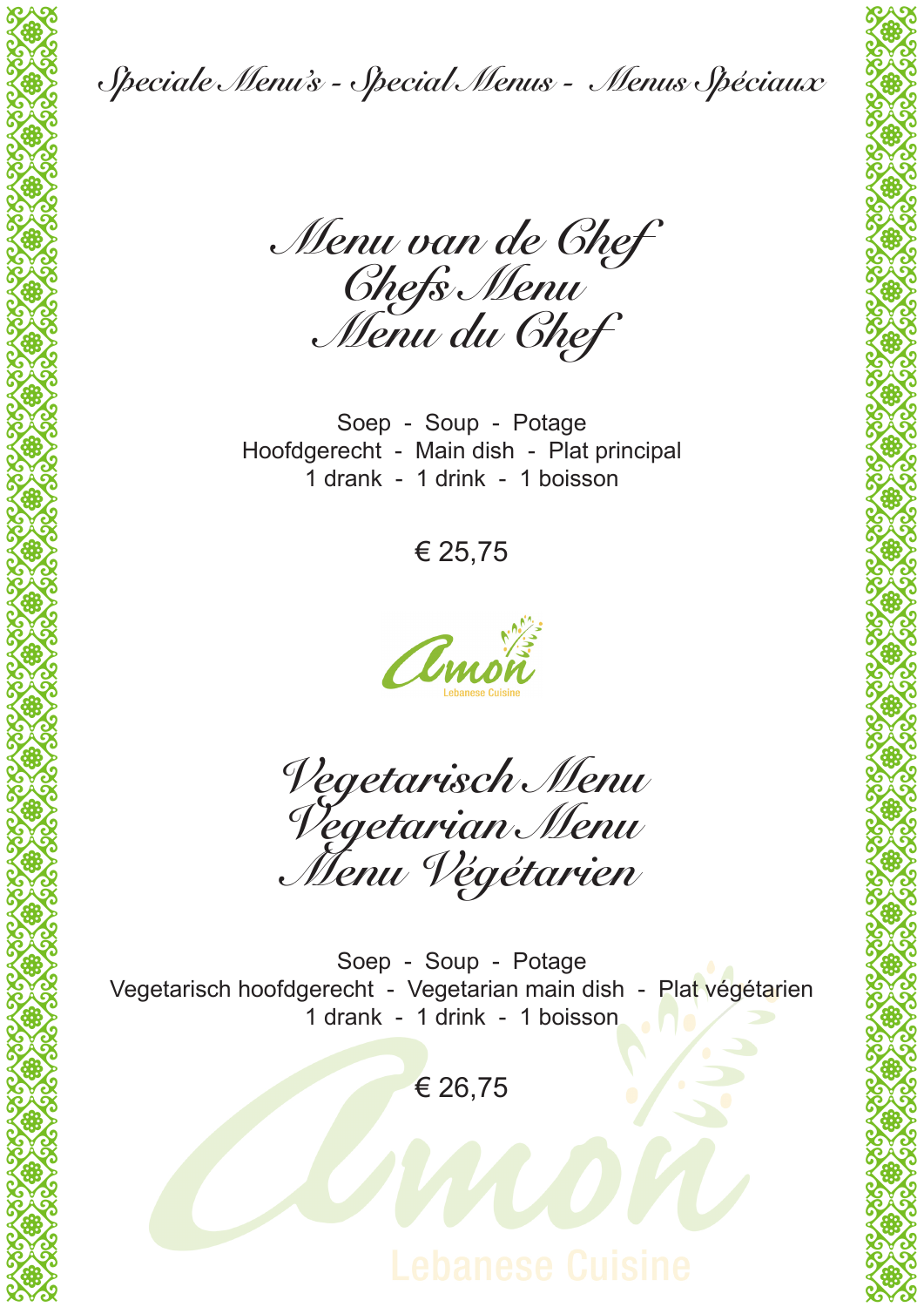# Speciale Menu's - Special Menus - Menus Spéciaux

## Menu van de Chef
## Chefs Menu
## Menu du Chef

Soep - Soup - Potage
Hoofdgerecht - Main dish - Plat principal
1 drank - 1 drink - 1 boisson

€ 25,75

Amon
Lebanese Cuisine

## Vegetarisch Menu
## Vegetarian Menu
## Menu Végétarien

Soep - Soup - Potage
Vegetarisch hoofdgerecht - Vegetarian main dish - Plat végétarien
1 drank - 1 drink - 1 boisson

€ 26,75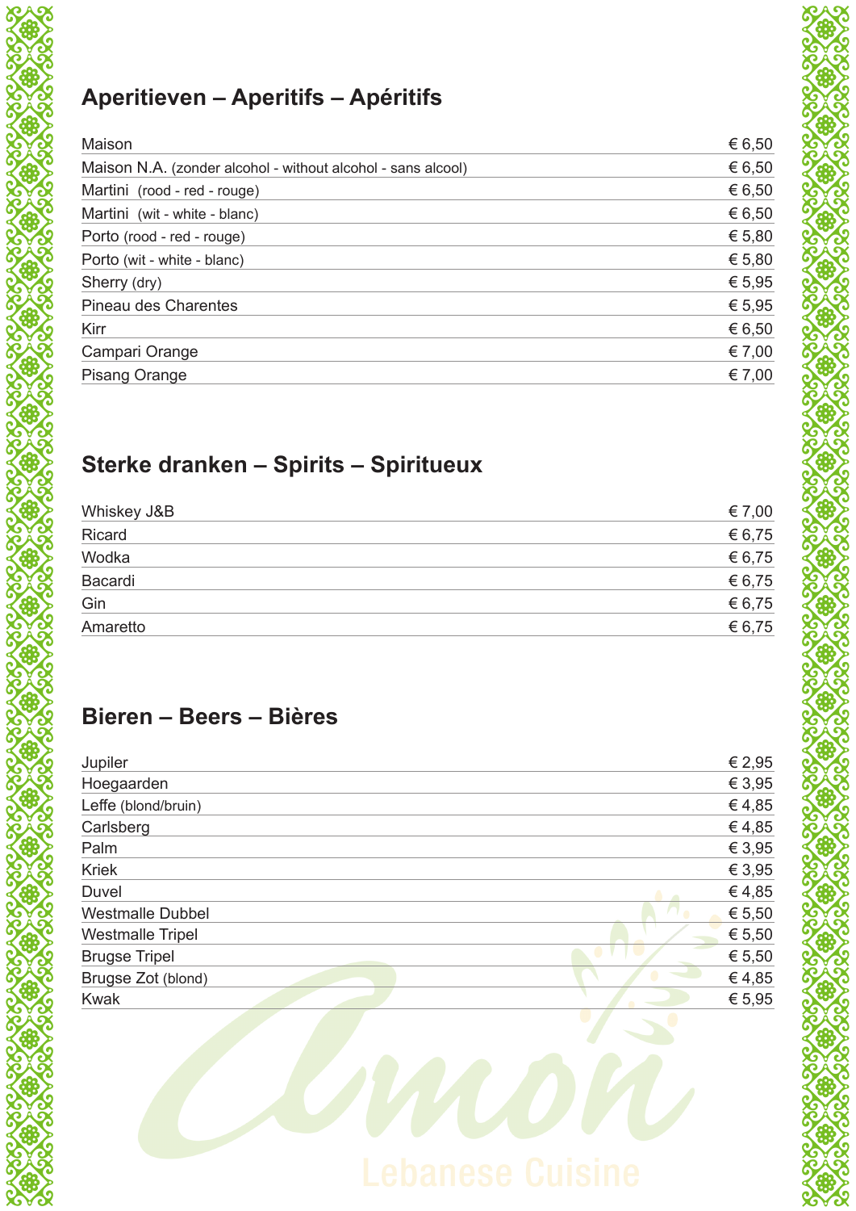## Aperitieven – Aperitifs – Apéritifs

| | |
|---|---|
| Maison | € 6,50 |
| Maison N.A. (zonder alcohol - without alcohol - sans alcool) | € 6,50 |
| Martini (rood - red - rouge) | € 6,50 |
| Martini (wit - white - blanc) | € 6,50 |
| Porto (rood - red - rouge) | € 5,80 |
| Porto (wit - white - blanc) | € 5,80 |
| Sherry (dry) | € 5,95 |
| Pineau des Charentes | € 5,95 |
| Kirr | € 6,50 |
| Campari Orange | € 7,00 |
| Pisang Orange | € 7,00 |

## Sterke dranken – Spirits – Spiritueux

| | |
|---|---|
| Whiskey J&B | € 7,00 |
| Ricard | € 6,75 |
| Wodka | € 6,75 |
| Bacardi | € 6,75 |
| Gin | € 6,75 |
| Amaretto | € 6,75 |

## Bieren – Beers – Bières

| | |
|---|---|
| Jupiler | € 2,95 |
| Hoegaarden | € 3,95 |
| Leffe (blond/bruin) | € 4,85 |
| Carlsberg | € 4,85 |
| Palm | € 3,95 |
| Kriek | € 3,95 |
| Duvel | € 4,85 |
| Westmalle Dubbel | € 5,50 |
| Westmalle Tripel | € 5,50 |
| Brugse Tripel | € 5,50 |
| Brugse Zot (blond) | € 4,85 |
| Kwak | € 5,95 |

Amon
Lebanese Cuisine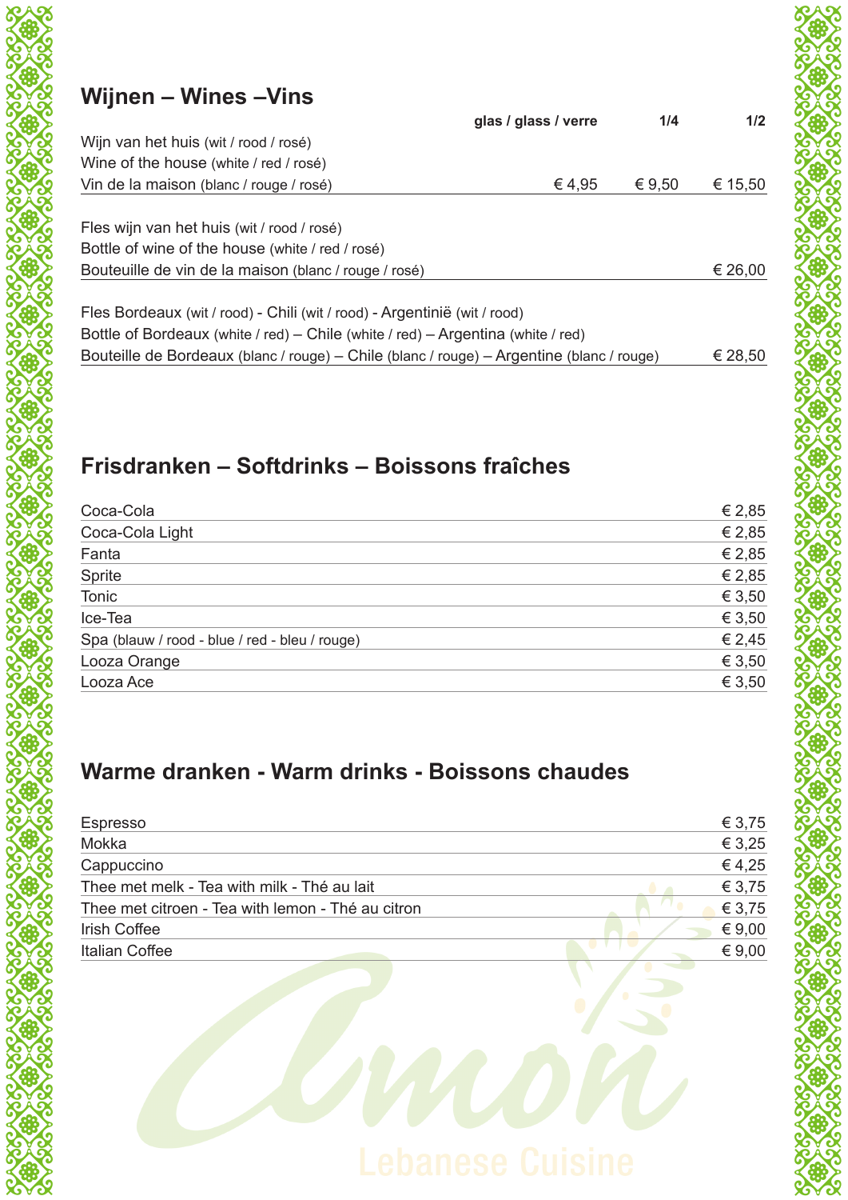## Wijnen – Wines –Vins

| | glas / glass / verre | 1/4 | 1/2 |
|---|---|---|---|
| Wijn van het huis (wit / rood / rosé)<br>Wine of the house (white / red / rosé)<br>Vin de la maison (blanc / rouge / rosé) | € 4,95 | € 9,50 | € 15,50 |
| Fles wijn van het huis (wit / rood / rosé)<br>Bottle of wine of the house (white / red / rosé)<br>Bouteuille de vin de la maison (blanc / rouge / rosé) | | | € 26,00 |
| Fles Bordeaux (wit / rood) - Chili (wit / rood) - Argentinië (wit / rood)<br>Bottle of Bordeaux (white / red) – Chile (white / red) – Argentina (white / red)<br>Bouteille de Bordeaux (blanc / rouge) – Chile (blanc / rouge) – Argentine (blanc / rouge) | | | € 28,50 |

## Frisdranken – Softdrinks – Boissons fraîches

| | |
|---|---|
| Coca-Cola | € 2,85 |
| Coca-Cola Light | € 2,85 |
| Fanta | € 2,85 |
| Sprite | € 2,85 |
| Tonic | € 3,50 |
| Ice-Tea | € 3,50 |
| Spa (blauw / rood - blue / red - bleu / rouge) | € 2,45 |
| Looza Orange | € 3,50 |
| Looza Ace | € 3,50 |

## Warme dranken - Warm drinks - Boissons chaudes

| | |
|---|---|
| Espresso | € 3,75 |
| Mokka | € 3,25 |
| Cappuccino | € 4,25 |
| Thee met melk - Tea with milk - Thé au lait | € 3,75 |
| Thee met citroen - Tea with lemon - Thé au citron | € 3,75 |
| Irish Coffee | € 9,00 |
| Italian Coffee | € 9,00 |

Amon

Lebanese Cuisine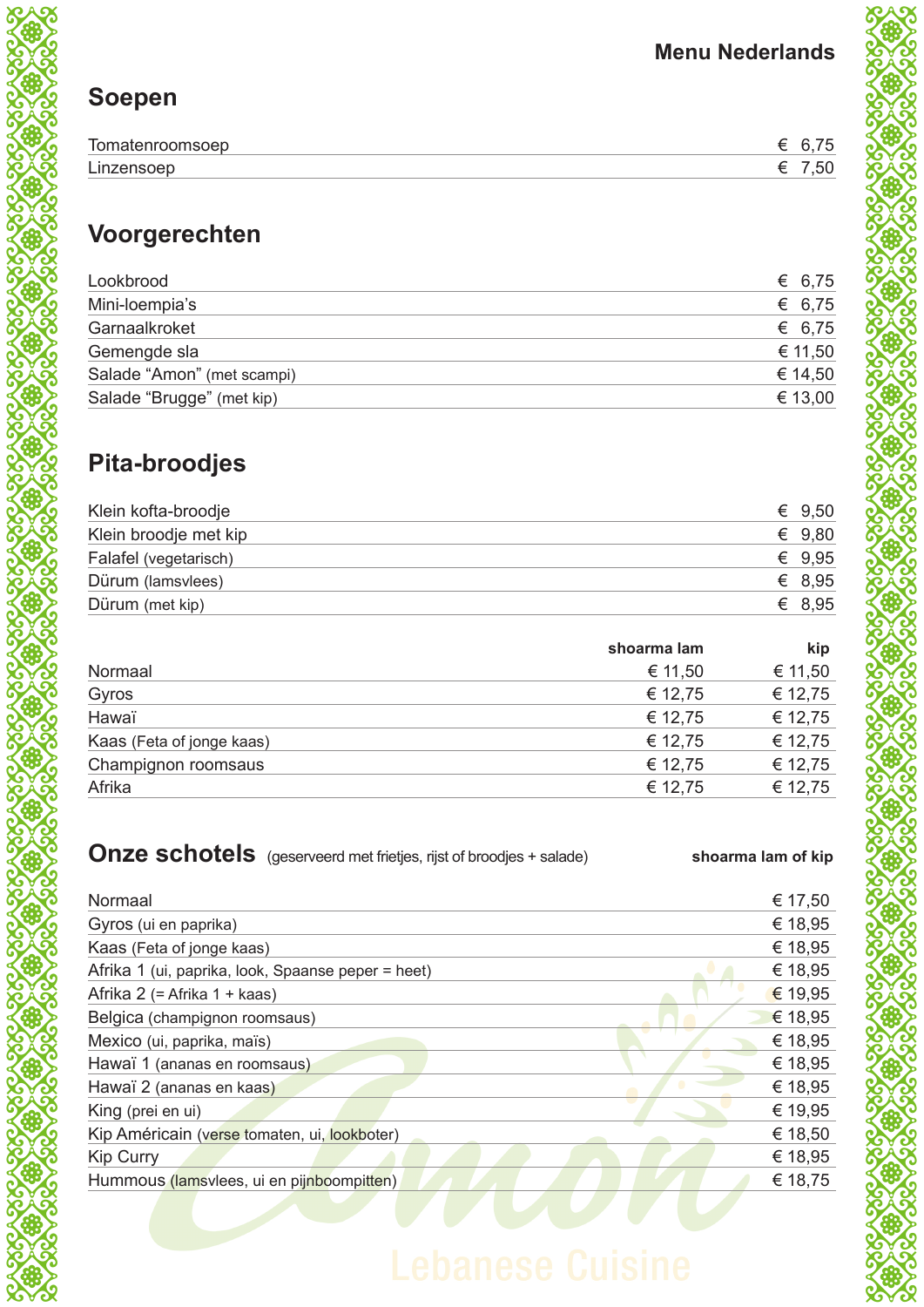**Menu Nederlands**

## Soepen

| | |
|---|---|
| Tomatenroomsoep | € 6,75 |
| Linzensoep | € 7,50 |

## Voorgerechten

| | |
|---|---|
| Lookbrood | € 6,75 |
| Mini-loempia's | € 6,75 |
| Garnaalkroket | € 6,75 |
| Gemengde sla | € 11,50 |
| Salade "Amon" (met scampi) | € 14,50 |
| Salade "Brugge" (met kip) | € 13,00 |

## Pita-broodjes

| | |
|---|---|
| Klein kofta-broodje | € 9,50 |
| Klein broodje met kip | € 9,80 |
| Falafel (vegetarisch) | € 9,95 |
| Dürum (lamsvlees) | € 8,95 |
| Dürum (met kip) | € 8,95 |

| | shoarma lam | kip |
|---|---|---|
| Normaal | € 11,50 | € 11,50 |
| Gyros | € 12,75 | € 12,75 |
| Hawaï | € 12,75 | € 12,75 |
| Kaas (Feta of jonge kaas) | € 12,75 | € 12,75 |
| Champignon roomsaus | € 12,75 | € 12,75 |
| Afrika | € 12,75 | € 12,75 |

## Onze schotels (geserveerd met frietjes, rijst of broodjes + salade)

| | shoarma lam of kip |
|---|---|
| Normaal | € 17,50 |
| Gyros (ui en paprika) | € 18,95 |
| Kaas (Feta of jonge kaas) | € 18,95 |
| Afrika 1 (ui, paprika, look, Spaanse peper = heet) | € 18,95 |
| Afrika 2 (= Afrika 1 + kaas) | € 19,95 |
| Belgica (champignon roomsaus) | € 18,95 |
| Mexico (ui, paprika, maïs) | € 18,95 |
| Hawaï 1 (ananas en roomsaus) | € 18,95 |
| Hawaï 2 (ananas en kaas) | € 18,95 |
| King (prei en ui) | € 19,95 |
| Kip Américain (verse tomaten, ui, lookboter) | € 18,50 |
| Kip Curry | € 18,95 |
| Hummous (lamsvlees, ui en pijnboompitten) | € 18,75 |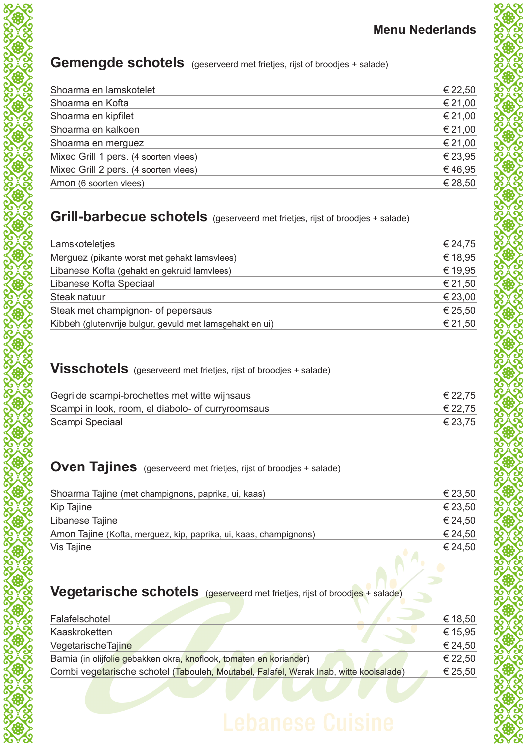**Menu Nederlands**

## Gemengde schotels (geserveerd met frietjes, rijst of broodjes + salade)

| Gerecht | Prijs |
|---|---|
| Shoarma en lamskotelet | € 22,50 |
| Shoarma en Kofta | € 21,00 |
| Shoarma en kipfilet | € 21,00 |
| Shoarma en kalkoen | € 21,00 |
| Shoarma en merguez | € 21,00 |
| Mixed Grill 1 pers. (4 soorten vlees) | € 23,95 |
| Mixed Grill 2 pers. (4 soorten vlees) | € 46,95 |
| Amon (6 soorten vlees) | € 28,50 |

## Grill-barbecue schotels (geserveerd met frietjes, rijst of broodjes + salade)

| Gerecht | Prijs |
|---|---|
| Lamskoteletjes | € 24,75 |
| Merguez (pikante worst met gehakt lamsvlees) | € 18,95 |
| Libanese Kofta (gehakt en gekruid lamvlees) | € 19,95 |
| Libanese Kofta Speciaal | € 21,50 |
| Steak natuur | € 23,00 |
| Steak met champignon- of pepersaus | € 25,50 |
| Kibbeh (glutenvrije bulgur, gevuld met lamsgehakt en ui) | € 21,50 |

## Visschotels (geserveerd met frietjes, rijst of broodjes + salade)

| Gerecht | Prijs |
|---|---|
| Gegrilde scampi-brochettes met witte wijnsaus | € 22,75 |
| Scampi in look, room, el diabolo- of curryroomsaus | € 22,75 |
| Scampi Speciaal | € 23,75 |

## Oven Tajines (geserveerd met frietjes, rijst of broodjes + salade)

| Gerecht | Prijs |
|---|---|
| Shoarma Tajine (met champignons, paprika, ui, kaas) | € 23,50 |
| Kip Tajine | € 23,50 |
| Libanese Tajine | € 24,50 |
| Amon Tajine (Kofta, merguez, kip, paprika, ui, kaas, champignons) | € 24,50 |
| Vis Tajine | € 24,50 |

## Vegetarische schotels (geserveerd met frietjes, rijst of broodjes + salade)

| Gerecht | Prijs |
|---|---|
| Falafelschotel | € 18,50 |
| Kaaskroketten | € 15,95 |
| VegetarischeTajine | € 24,50 |
| Bamia (in olijfolie gebakken okra, knoflook, tomaten en koriander) | € 22,50 |
| Combi vegetarische schotel (Tabouleh, Moutabel, Falafel, Warak Inab, witte koolsalade) | € 25,50 |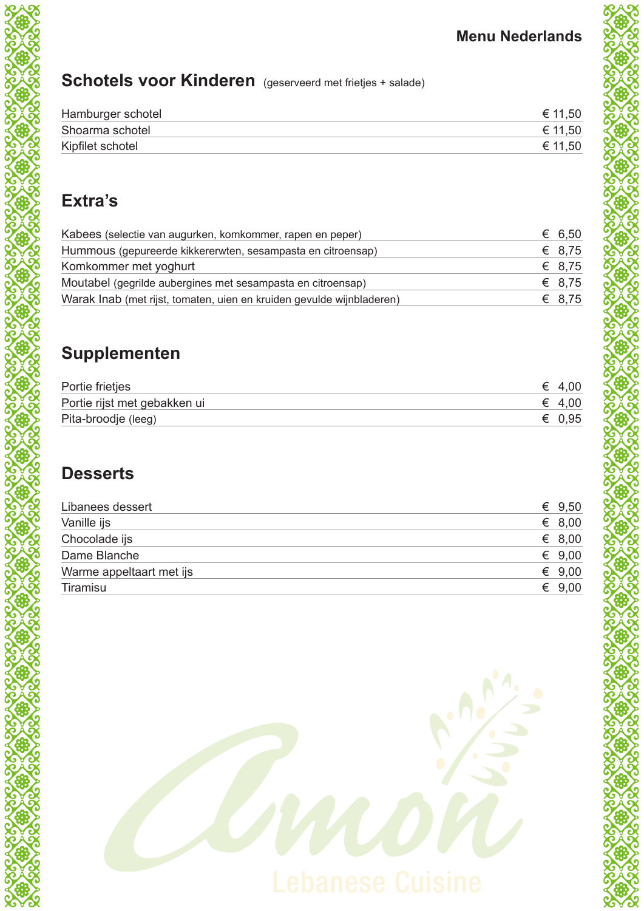Menu Nederlands

## Schotels voor Kinderen (geserveerd met frietjes + salade)

| | |
|---|---|
| Hamburger schotel | € 11,50 |
| Shoarma schotel | € 11,50 |
| Kipfilet schotel | € 11,50 |

## Extra’s

| | |
|---|---|
| Kabees (selectie van augurken, komkommer, rapen en peper) | € 6,50 |
| Hummous (gepureerde kikkererwten, sesampasta en citroensap) | € 8,75 |
| Komkommer met yoghurt | € 8,75 |
| Moutabel (gegrilde aubergines met sesampasta en citroensap) | € 8,75 |
| Warak Inab (met rijst, tomaten, uien en kruiden gevulde wijnbladeren) | € 8,75 |

## Supplementen

| | |
|---|---|
| Portie frietjes | € 4,00 |
| Portie rijst met gebakken ui | € 4,00 |
| Pita-broodje (leeg) | € 0,95 |

## Desserts

| | |
|---|---|
| Libanees dessert | € 9,50 |
| Vanille ijs | € 8,00 |
| Chocolade ijs | € 8,00 |
| Dame Blanche | € 9,00 |
| Warme appeltaart met ijs | € 9,00 |
| Tiramisu | € 9,00 |

Amon
Lebanese Cuisine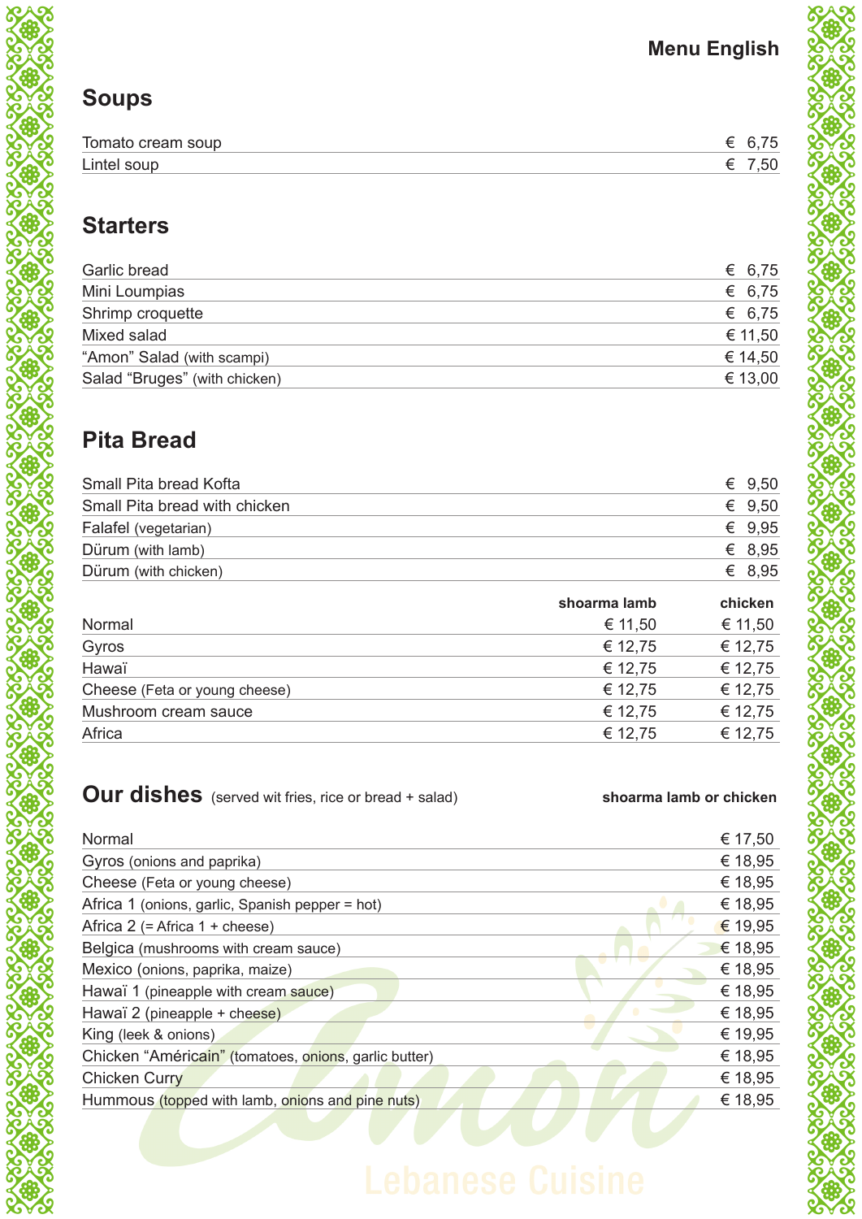**Menu English**

## Soups

| | |
|---|---|
| Tomato cream soup | € 6,75 |
| Lintel soup | € 7,50 |

## Starters

| | |
|---|---|
| Garlic bread | € 6,75 |
| Mini Loumpias | € 6,75 |
| Shrimp croquette | € 6,75 |
| Mixed salad | € 11,50 |
| “Amon” Salad (with scampi) | € 14,50 |
| Salad “Bruges” (with chicken) | € 13,00 |

## Pita Bread

| | |
|---|---|
| Small Pita bread Kofta | € 9,50 |
| Small Pita bread with chicken | € 9,50 |
| Falafel (vegetarian) | € 9,95 |
| Dürum (with lamb) | € 8,95 |
| Dürum (with chicken) | € 8,95 |

| | **shoarma lamb** | **chicken** |
|---|---|---|
| Normal | € 11,50 | € 11,50 |
| Gyros | € 12,75 | € 12,75 |
| Hawaï | € 12,75 | € 12,75 |
| Cheese (Feta or young cheese) | € 12,75 | € 12,75 |
| Mushroom cream sauce | € 12,75 | € 12,75 |
| Africa | € 12,75 | € 12,75 |

## Our dishes (served wit fries, rice or bread + salad)

| | **shoarma lamb or chicken** |
|---|---|
| Normal | € 17,50 |
| Gyros (onions and paprika) | € 18,95 |
| Cheese (Feta or young cheese) | € 18,95 |
| Africa 1 (onions, garlic, Spanish pepper = hot) | € 18,95 |
| Africa 2 (= Africa 1 + cheese) | € 19,95 |
| Belgica (mushrooms with cream sauce) | € 18,95 |
| Mexico (onions, paprika, maize) | € 18,95 |
| Hawaï 1 (pineapple with cream sauce) | € 18,95 |
| Hawaï 2 (pineapple + cheese) | € 18,95 |
| King (leek & onions) | € 19,95 |
| Chicken “Américain” (tomatoes, onions, garlic butter) | € 18,95 |
| Chicken Curry | € 18,95 |
| Hummous (topped with lamb, onions and pine nuts) | € 18,95 |

Amon
Lebanese Cuisine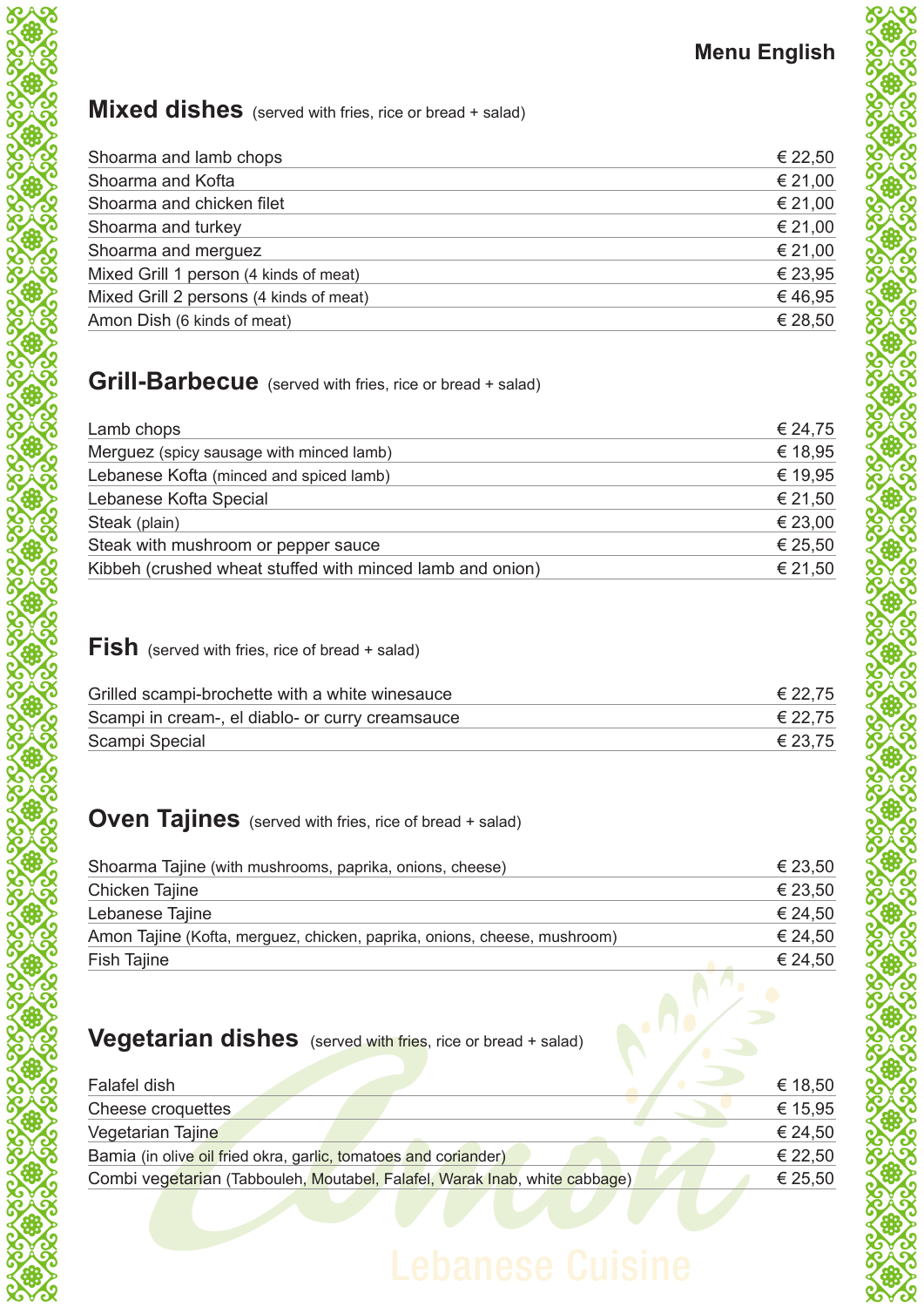**Menu English**

## Mixed dishes (served with fries, rice or bread + salad)

| Dish | Price |
|---|---|
| Shoarma and lamb chops | € 22,50 |
| Shoarma and Kofta | € 21,00 |
| Shoarma and chicken filet | € 21,00 |
| Shoarma and turkey | € 21,00 |
| Shoarma and merguez | € 21,00 |
| Mixed Grill 1 person (4 kinds of meat) | € 23,95 |
| Mixed Grill 2 persons (4 kinds of meat) | € 46,95 |
| Amon Dish (6 kinds of meat) | € 28,50 |

## Grill-Barbecue (served with fries, rice or bread + salad)

| Dish | Price |
|---|---|
| Lamb chops | € 24,75 |
| Merguez (spicy sausage with minced lamb) | € 18,95 |
| Lebanese Kofta (minced and spiced lamb) | € 19,95 |
| Lebanese Kofta Special | € 21,50 |
| Steak (plain) | € 23,00 |
| Steak with mushroom or pepper sauce | € 25,50 |
| Kibbeh (crushed wheat stuffed with minced lamb and onion) | € 21,50 |

## Fish (served with fries, rice of bread + salad)

| Dish | Price |
|---|---|
| Grilled scampi-brochette with a white winesauce | € 22,75 |
| Scampi in cream-, el diablo- or curry creamsauce | € 22,75 |
| Scampi Special | € 23,75 |

## Oven Tajines (served with fries, rice of bread + salad)

| Dish | Price |
|---|---|
| Shoarma Tajine (with mushrooms, paprika, onions, cheese) | € 23,50 |
| Chicken Tajine | € 23,50 |
| Lebanese Tajine | € 24,50 |
| Amon Tajine (Kofta, merguez, chicken, paprika, onions, cheese, mushroom) | € 24,50 |
| Fish Tajine | € 24,50 |

## Vegetarian dishes (served with fries, rice or bread + salad)

| Dish | Price |
|---|---|
| Falafel dish | € 18,50 |
| Cheese croquettes | € 15,95 |
| Vegetarian Tajine | € 24,50 |
| Bamia (in olive oil fried okra, garlic, tomatoes and coriander) | € 22,50 |
| Combi vegetarian (Tabbouleh, Moutabel, Falafel, Warak Inab, white cabbage) | € 25,50 |

Amon
Lebanese Cuisine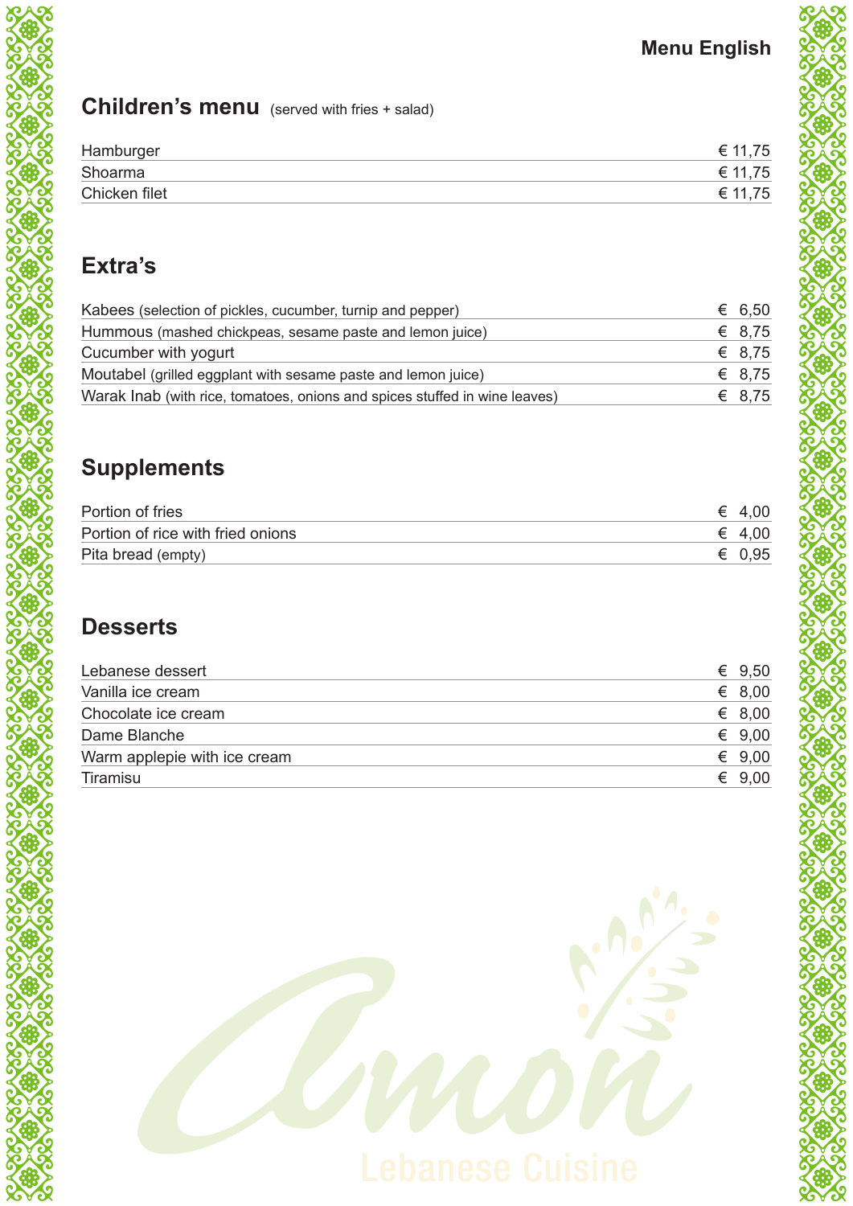**Menu English**

## Children's menu (served with fries + salad)

| | |
|---|---|
| Hamburger | € 11,75 |
| Shoarma | € 11,75 |
| Chicken filet | € 11,75 |

## Extra's

| | |
|---|---|
| Kabees (selection of pickles, cucumber, turnip and pepper) | € 6,50 |
| Hummous (mashed chickpeas, sesame paste and lemon juice) | € 8,75 |
| Cucumber with yogurt | € 8,75 |
| Moutabel (grilled eggplant with sesame paste and lemon juice) | € 8,75 |
| Warak Inab (with rice, tomatoes, onions and spices stuffed in wine leaves) | € 8,75 |

## Supplements

| | |
|---|---|
| Portion of fries | € 4,00 |
| Portion of rice with fried onions | € 4,00 |
| Pita bread (empty) | € 0,95 |

## Desserts

| | |
|---|---|
| Lebanese dessert | € 9,50 |
| Vanilla ice cream | € 8,00 |
| Chocolate ice cream | € 8,00 |
| Dame Blanche | € 9,00 |
| Warm applepie with ice cream | € 9,00 |
| Tiramisu | € 9,00 |

Amon

Lebanese Cuisine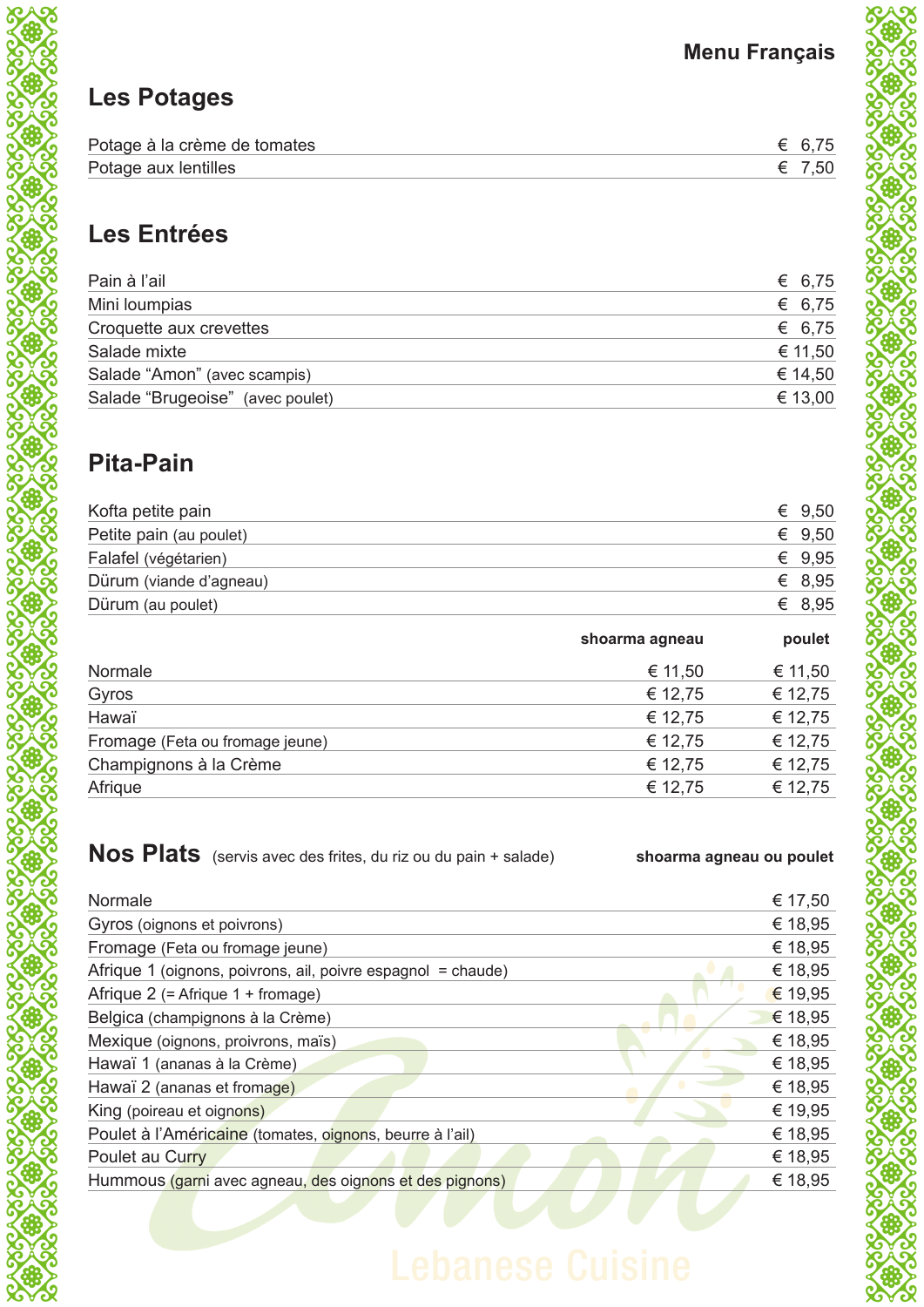Menu Français

## Les Potages

| | |
|---|---|
| Potage à la crème de tomates | € 6,75 |
| Potage aux lentilles | € 7,50 |

## Les Entrées

| | |
|---|---|
| Pain à l'ail | € 6,75 |
| Mini loumpias | € 6,75 |
| Croquette aux crevettes | € 6,75 |
| Salade mixte | € 11,50 |
| Salade "Amon" (avec scampis) | € 14,50 |
| Salade "Brugeoise" (avec poulet) | € 13,00 |

## Pita-Pain

| | |
|---|---|
| Kofta petite pain | € 9,50 |
| Petite pain (au poulet) | € 9,50 |
| Falafel (végétarien) | € 9,95 |
| Dürum (viande d'agneau) | € 8,95 |
| Dürum (au poulet) | € 8,95 |

| | **shoarma agneau** | **poulet** |
|---|---|---|
| Normale | € 11,50 | € 11,50 |
| Gyros | € 12,75 | € 12,75 |
| Hawaï | € 12,75 | € 12,75 |
| Fromage (Feta ou fromage jeune) | € 12,75 | € 12,75 |
| Champignons à la Crème | € 12,75 | € 12,75 |
| Afrique | € 12,75 | € 12,75 |

## Nos Plats (servis avec des frites, du riz ou du pain + salade)

| | **shoarma agneau ou poulet** |
|---|---|
| Normale | € 17,50 |
| Gyros (oignons et poivrons) | € 18,95 |
| Fromage (Feta ou fromage jeune) | € 18,95 |
| Afrique 1 (oignons, poivrons, ail, poivre espagnol = chaude) | € 18,95 |
| Afrique 2 (= Afrique 1 + fromage) | € 19,95 |
| Belgica (champignons à la Crème) | € 18,95 |
| Mexique (oignons, proivrons, maïs) | € 18,95 |
| Hawaï 1 (ananas à la Crème) | € 18,95 |
| Hawaï 2 (ananas et fromage) | € 18,95 |
| King (poireau et oignons) | € 19,95 |
| Poulet à l'Américaine (tomates, oignons, beurre à l'ail) | € 18,95 |
| Poulet au Curry | € 18,95 |
| Hummous (garni avec agneau, des oignons et des pignons) | € 18,95 |

Amon
Lebanese Cuisine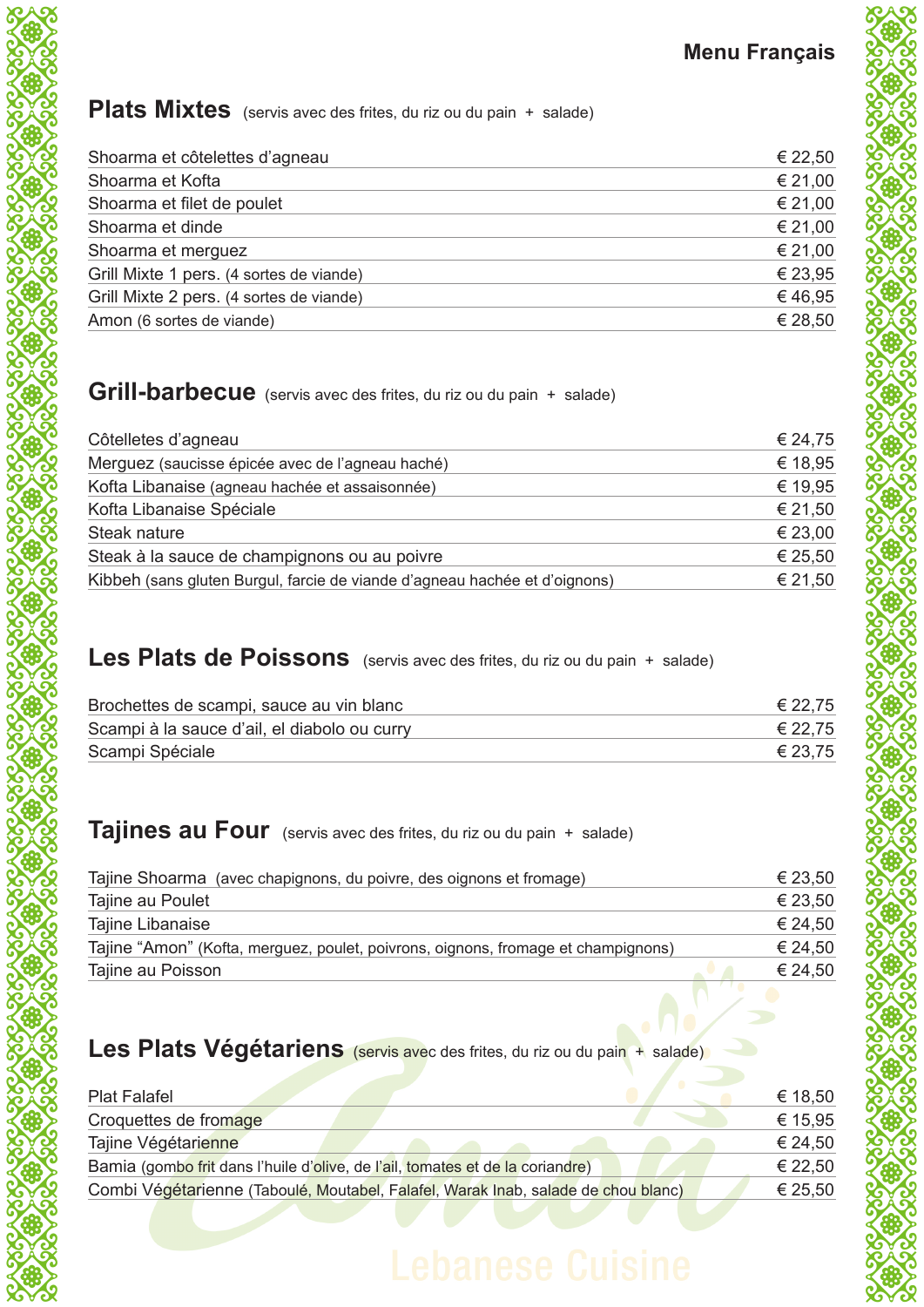**Menu Français**

## Plats Mixtes (servis avec des frites, du riz ou du pain + salade)

| | |
|---|---|
| Shoarma et côtelettes d'agneau | € 22,50 |
| Shoarma et Kofta | € 21,00 |
| Shoarma et filet de poulet | € 21,00 |
| Shoarma et dinde | € 21,00 |
| Shoarma et merguez | € 21,00 |
| Grill Mixte 1 pers. (4 sortes de viande) | € 23,95 |
| Grill Mixte 2 pers. (4 sortes de viande) | € 46,95 |
| Amon (6 sortes de viande) | € 28,50 |

## Grill-barbecue (servis avec des frites, du riz ou du pain + salade)

| | |
|---|---|
| Côtelletes d'agneau | € 24,75 |
| Merguez (saucisse épicée avec de l'agneau haché) | € 18,95 |
| Kofta Libanaise (agneau hachée et assaisonnée) | € 19,95 |
| Kofta Libanaise Spéciale | € 21,50 |
| Steak nature | € 23,00 |
| Steak à la sauce de champignons ou au poivre | € 25,50 |
| Kibbeh (sans gluten Burgul, farcie de viande d'agneau hachée et d'oignons) | € 21,50 |

## Les Plats de Poissons (servis avec des frites, du riz ou du pain + salade)

| | |
|---|---|
| Brochettes de scampi, sauce au vin blanc | € 22,75 |
| Scampi à la sauce d'ail, el diabolo ou curry | € 22,75 |
| Scampi Spéciale | € 23,75 |

## Tajines au Four (servis avec des frites, du riz ou du pain + salade)

| | |
|---|---|
| Tajine Shoarma (avec chapignons, du poivre, des oignons et fromage) | € 23,50 |
| Tajine au Poulet | € 23,50 |
| Tajine Libanaise | € 24,50 |
| Tajine "Amon" (Kofta, merguez, poulet, poivrons, oignons, fromage et champignons) | € 24,50 |
| Tajine au Poisson | € 24,50 |

## Les Plats Végétariens (servis avec des frites, du riz ou du pain + salade)

| | |
|---|---|
| Plat Falafel | € 18,50 |
| Croquettes de fromage | € 15,95 |
| Tajine Végétarienne | € 24,50 |
| Bamia (gombo frit dans l'huile d'olive, de l'ail, tomates et de la coriandre) | € 22,50 |
| Combi Végétarienne (Taboulé, Moutabel, Falafel, Warak Inab, salade de chou blanc) | € 25,50 |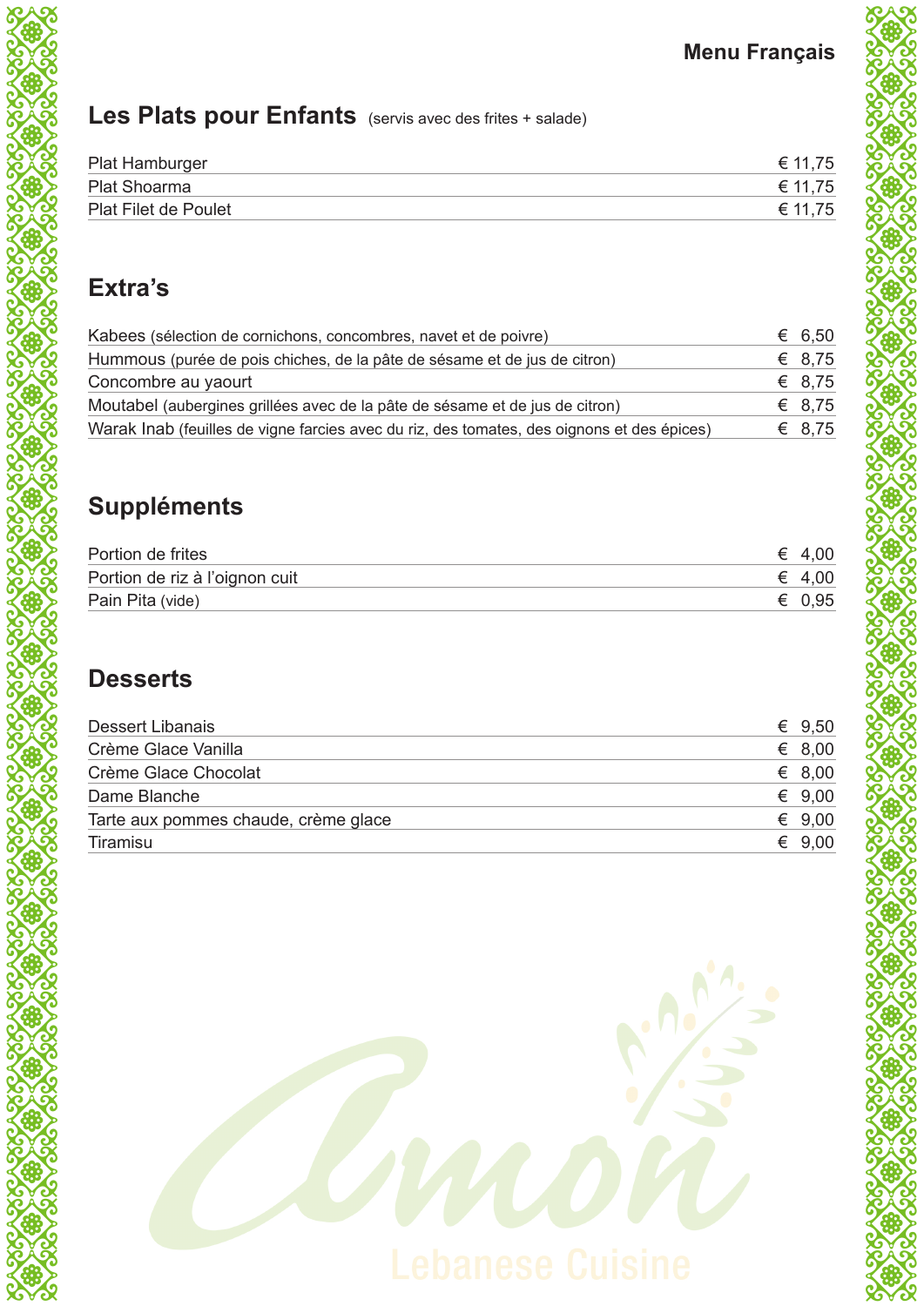Menu Français

## Les Plats pour Enfants (servis avec des frites + salade)

| | |
|---|---|
| Plat Hamburger | € 11,75 |
| Plat Shoarma | € 11,75 |
| Plat Filet de Poulet | € 11,75 |

## Extra's

| | |
|---|---|
| Kabees (sélection de cornichons, concombres, navet et de poivre) | € 6,50 |
| Hummous (purée de pois chiches, de la pâte de sésame et de jus de citron) | € 8,75 |
| Concombre au yaourt | € 8,75 |
| Moutabel (aubergines grillées avec de la pâte de sésame et de jus de citron) | € 8,75 |
| Warak Inab (feuilles de vigne farcies avec du riz, des tomates, des oignons et des épices) | € 8,75 |

## Suppléments

| | |
|---|---|
| Portion de frites | € 4,00 |
| Portion de riz à l'oignon cuit | € 4,00 |
| Pain Pita (vide) | € 0,95 |

## Desserts

| | |
|---|---|
| Dessert Libanais | € 9,50 |
| Crème Glace Vanilla | € 8,00 |
| Crème Glace Chocolat | € 8,00 |
| Dame Blanche | € 9,00 |
| Tarte aux pommes chaude, crème glace | € 9,00 |
| Tiramisu | € 9,00 |

Amon
Lebanese Cuisine